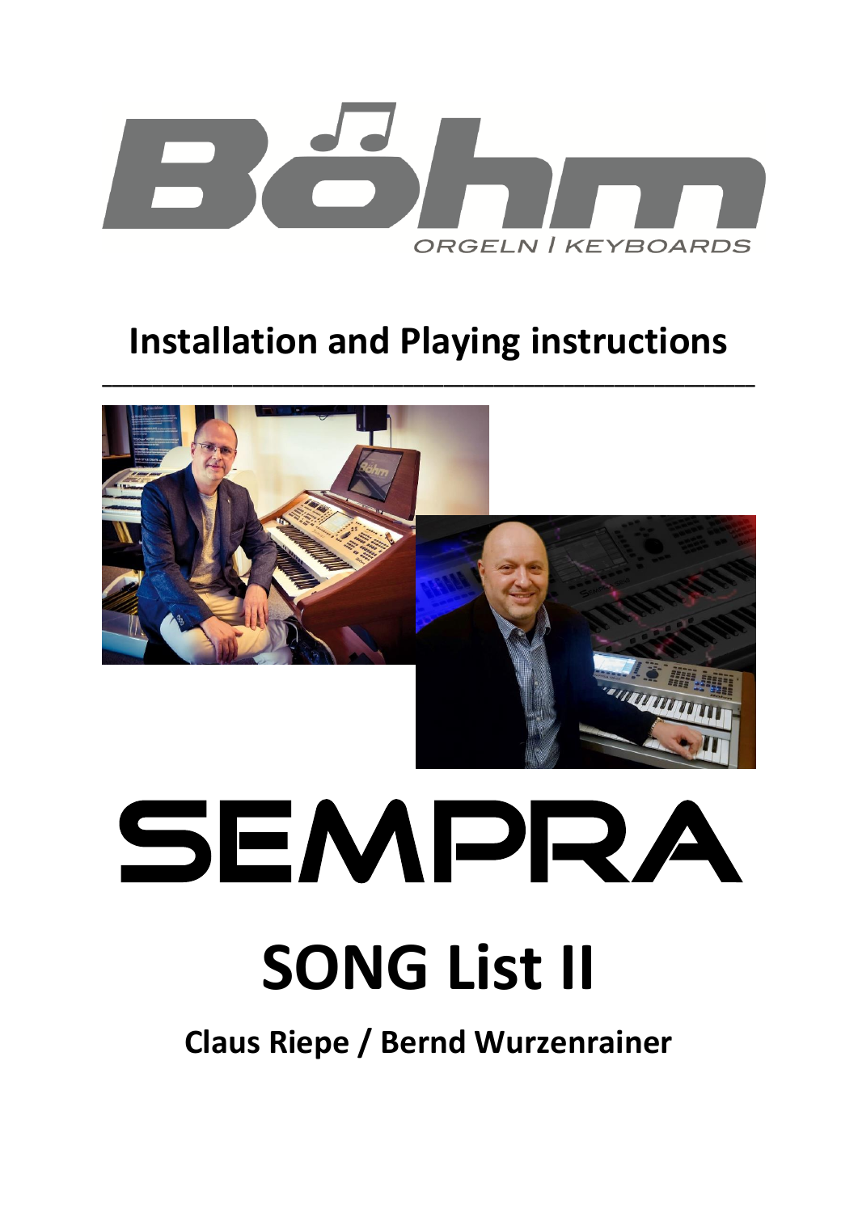Böhm

ORGELN | KEYBOARDS

# Installation and Playing instructions

# SEMPRA

# SONG List II

## Claus Riepe / Bernd Wurzenrainer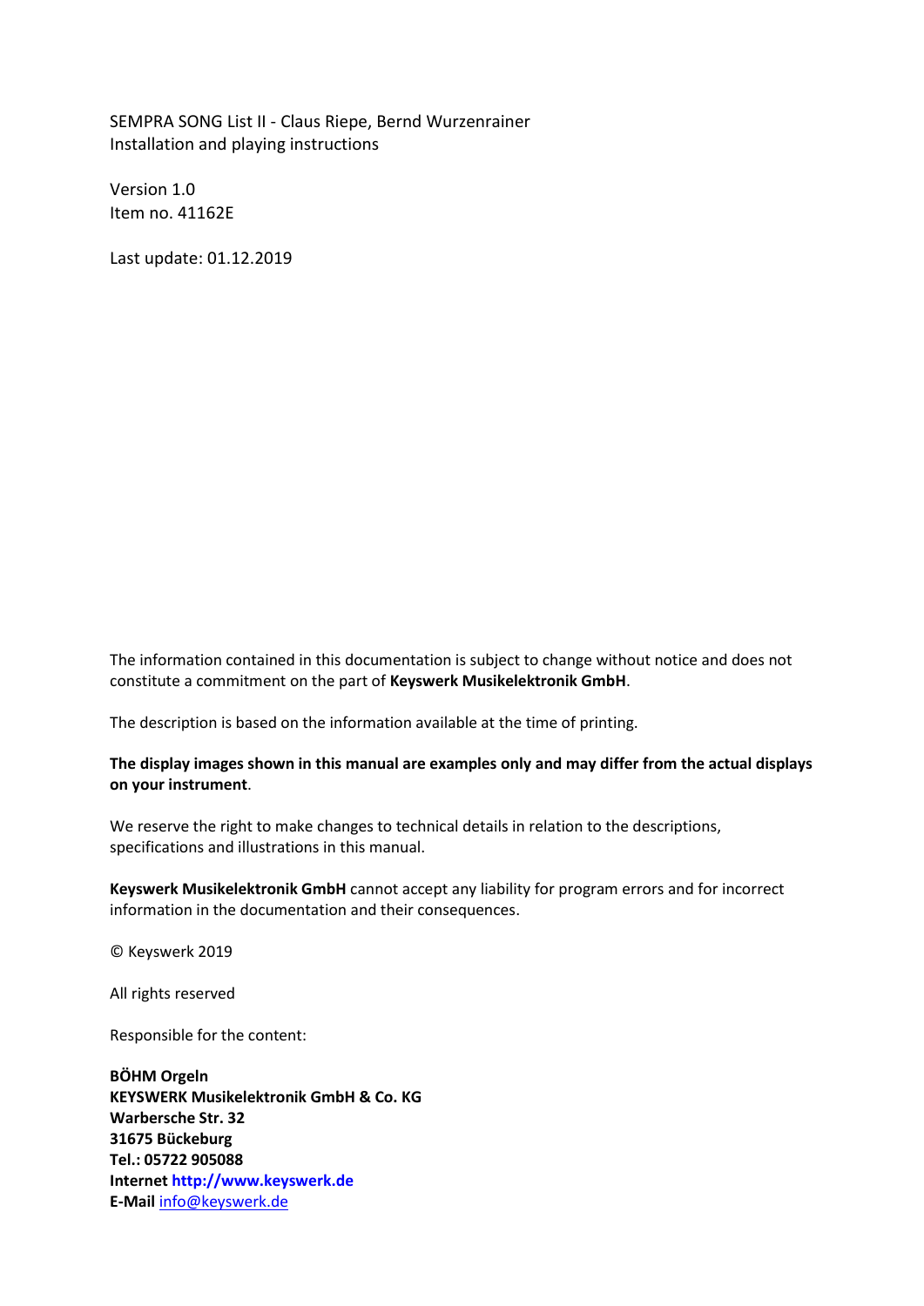SEMPRA SONG List II - Claus Riepe, Bernd Wurzenrainer
Installation and playing instructions

Version 1.0
Item no. 41162E

Last update: 01.12.2019

The information contained in this documentation is subject to change without notice and does not constitute a commitment on the part of **Keyswerk Musikelektronik GmbH**.

The description is based on the information available at the time of printing.

**The display images shown in this manual are examples only and may differ from the actual displays on your instrument**.

We reserve the right to make changes to technical details in relation to the descriptions, specifications and illustrations in this manual.

**Keyswerk Musikelektronik GmbH** cannot accept any liability for program errors and for incorrect information in the documentation and their consequences.

© Keyswerk 2019

All rights reserved

Responsible for the content:

**BÖHM Orgeln**
**KEYSWERK Musikelektronik GmbH & Co. KG**
**Warbersche Str. 32**
**31675 Bückeburg**
**Tel.: 05722 905088**
**Internet http://www.keyswerk.de**
**E-Mail** info@keyswerk.de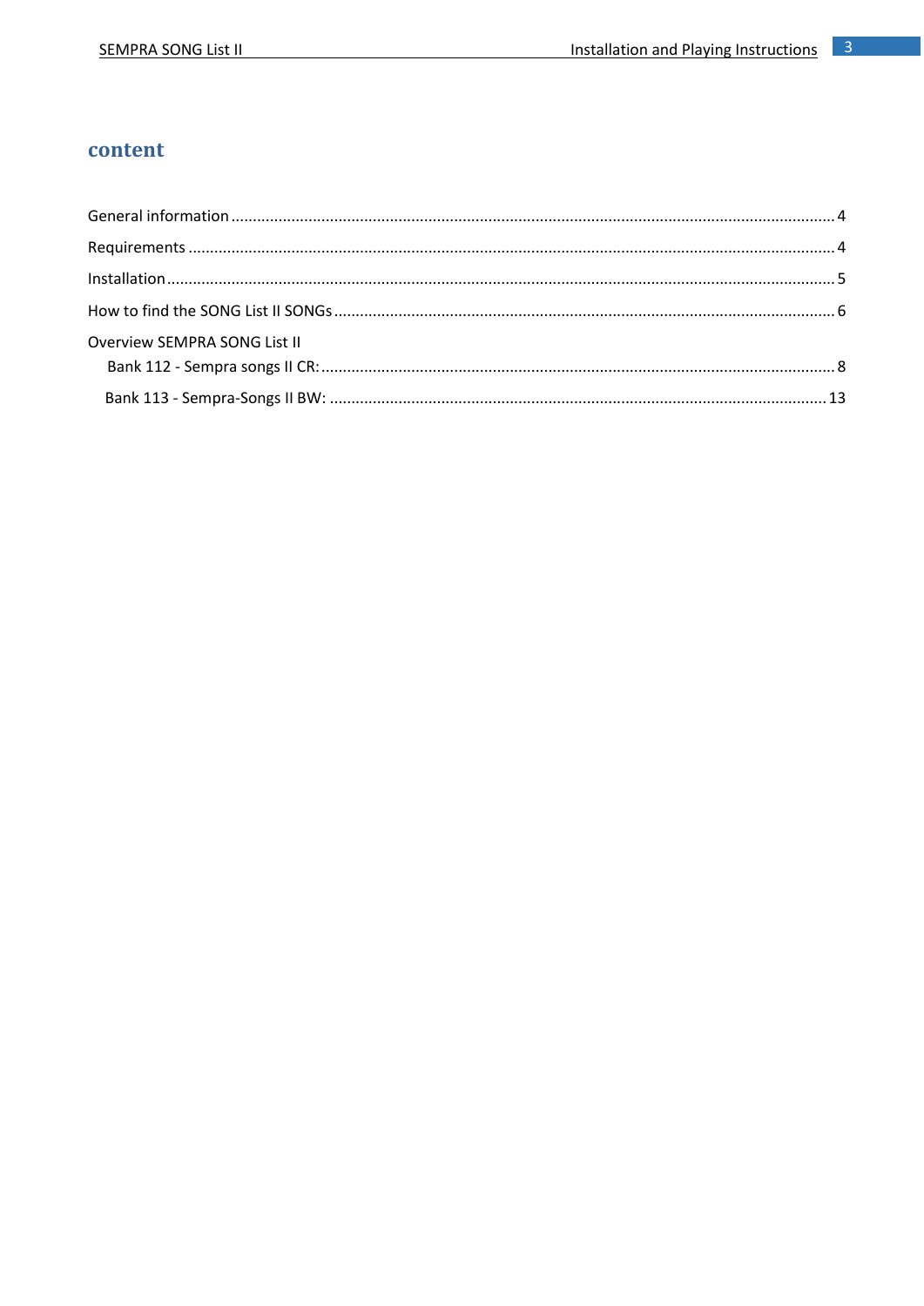# content

General information ........................................................................................................................................ 4

Requirements ................................................................................................................................................. 4

Installation ...................................................................................................................................................... 5

How to find the SONG List II SONGs ............................................................................................................. 6

Overview SEMPRA SONG List II

Bank 112 - Sempra songs II CR: ................................................................................................................ 8

Bank 113 - Sempra-Songs II BW: .............................................................................................................. 13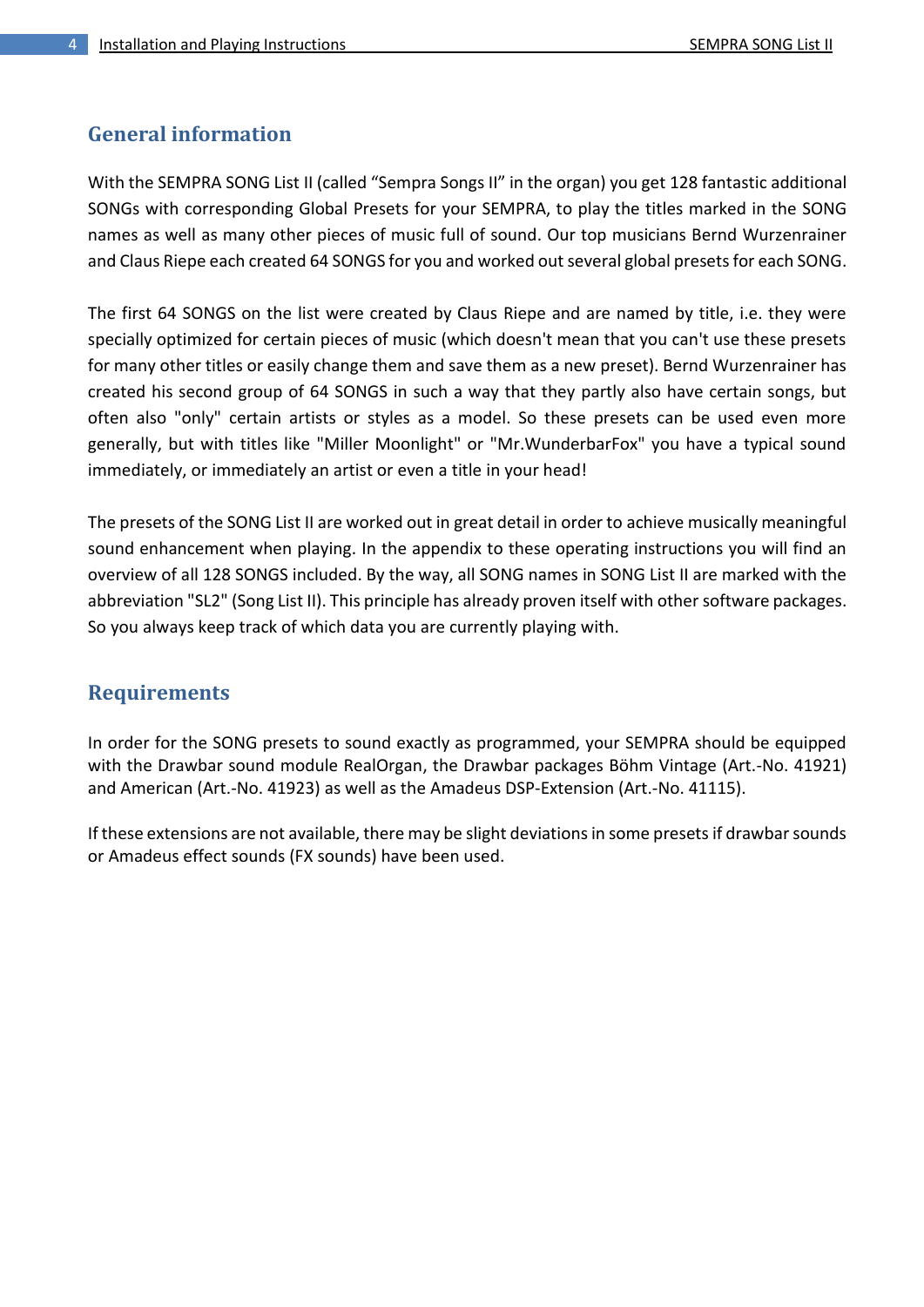## General information

With the SEMPRA SONG List II (called “Sempra Songs II” in the organ) you get 128 fantastic additional SONGs with corresponding Global Presets for your SEMPRA, to play the titles marked in the SONG names as well as many other pieces of music full of sound. Our top musicians Bernd Wurzenrainer and Claus Riepe each created 64 SONGS for you and worked out several global presets for each SONG.

The first 64 SONGS on the list were created by Claus Riepe and are named by title, i.e. they were specially optimized for certain pieces of music (which doesn't mean that you can't use these presets for many other titles or easily change them and save them as a new preset). Bernd Wurzenrainer has created his second group of 64 SONGS in such a way that they partly also have certain songs, but often also "only" certain artists or styles as a model. So these presets can be used even more generally, but with titles like "Miller Moonlight" or "Mr.WunderbarFox" you have a typical sound immediately, or immediately an artist or even a title in your head!

The presets of the SONG List II are worked out in great detail in order to achieve musically meaningful sound enhancement when playing. In the appendix to these operating instructions you will find an overview of all 128 SONGS included. By the way, all SONG names in SONG List II are marked with the abbreviation "SL2" (Song List II). This principle has already proven itself with other software packages. So you always keep track of which data you are currently playing with.

## Requirements

In order for the SONG presets to sound exactly as programmed, your SEMPRA should be equipped with the Drawbar sound module RealOrgan, the Drawbar packages Böhm Vintage (Art.-No. 41921) and American (Art.-No. 41923) as well as the Amadeus DSP-Extension (Art.-No. 41115).

If these extensions are not available, there may be slight deviations in some presets if drawbar sounds or Amadeus effect sounds (FX sounds) have been used.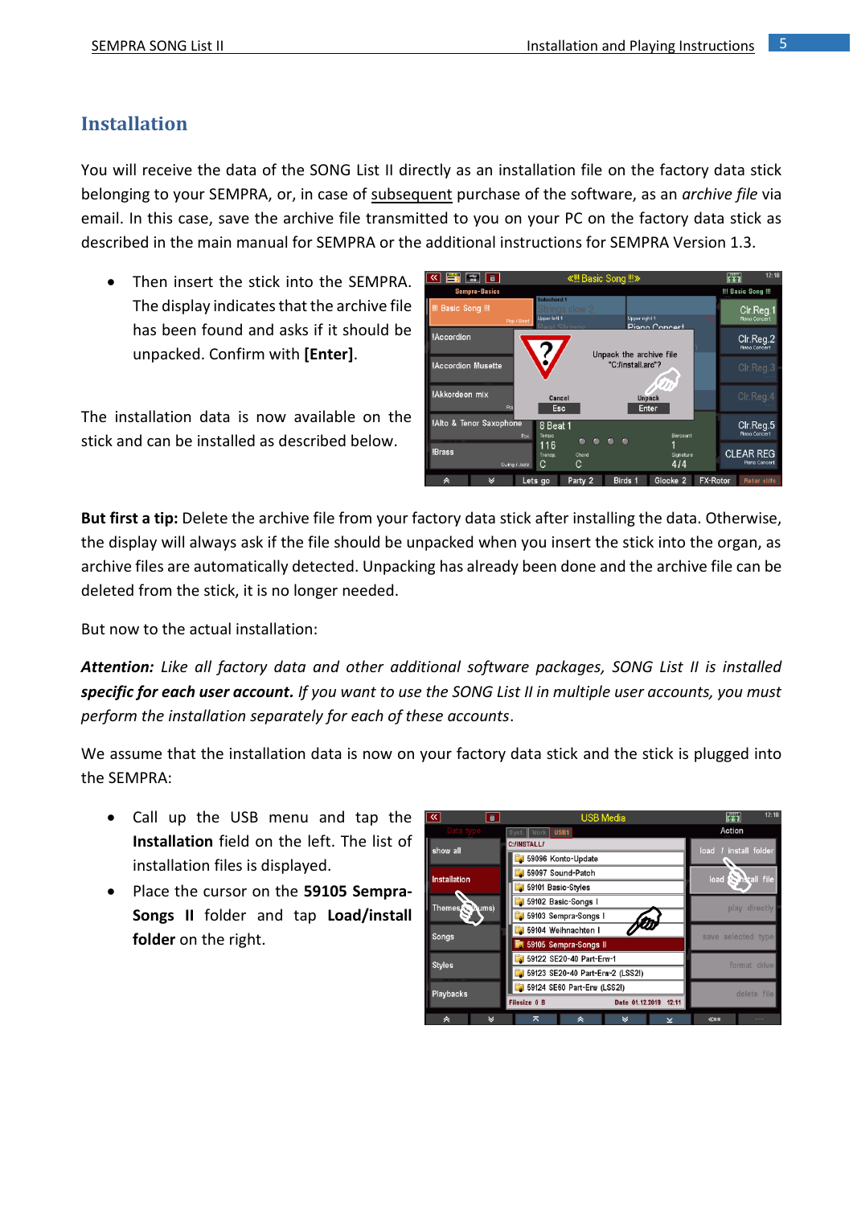# Installation

You will receive the data of the SONG List II directly as an installation file on the factory data stick belonging to your SEMPRA, or, in case of subsequent purchase of the software, as an *archive file* via email. In this case, save the archive file transmitted to you on your PC on the factory data stick as described in the main manual for SEMPRA or the additional instructions for SEMPRA Version 1.3.

- Then insert the stick into the SEMPRA. The display indicates that the archive file has been found and asks if it should be unpacked. Confirm with **[Enter]**.

The installation data is now available on the stick and can be installed as described below.

**But first a tip:** Delete the archive file from your factory data stick after installing the data. Otherwise, the display will always ask if the file should be unpacked when you insert the stick into the organ, as archive files are automatically detected. Unpacking has already been done and the archive file can be deleted from the stick, it is no longer needed.

But now to the actual installation:

***Attention:*** *Like all factory data and other additional software packages, SONG List II is installed* ***specific for each user account.*** *If you want to use the SONG List II in multiple user accounts, you must perform the installation separately for each of these accounts*.

We assume that the installation data is now on your factory data stick and the stick is plugged into the SEMPRA:

- Call up the USB menu and tap the **Installation** field on the left. The list of installation files is displayed.
- Place the cursor on the **59105 Sempra-Songs II** folder and tap **Load/install folder** on the right.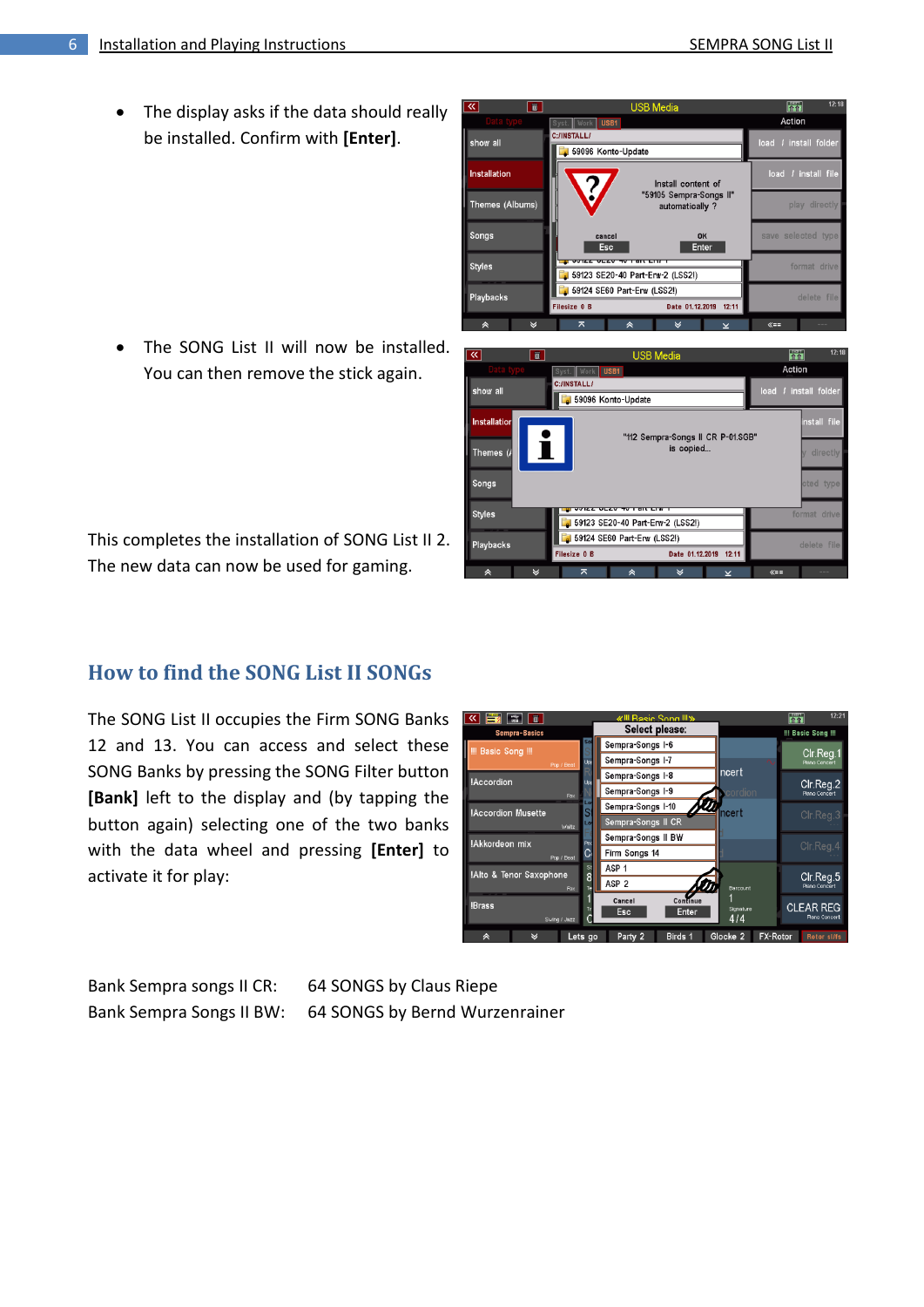- The display asks if the data should really be installed. Confirm with **[Enter]**.

- The SONG List II will now be installed. You can then remove the stick again.

This completes the installation of SONG List II 2. The new data can now be used for gaming.

## How to find the SONG List II SONGs

The SONG List II occupies the Firm SONG Banks 12 and 13. You can access and select these SONG Banks by pressing the SONG Filter button **[Bank]** left to the display and (by tapping the button again) selecting one of the two banks with the data wheel and pressing **[Enter]** to activate it for play:

Bank Sempra songs II CR: 64 SONGS by Claus Riepe
Bank Sempra Songs II BW: 64 SONGS by Bernd Wurzenrainer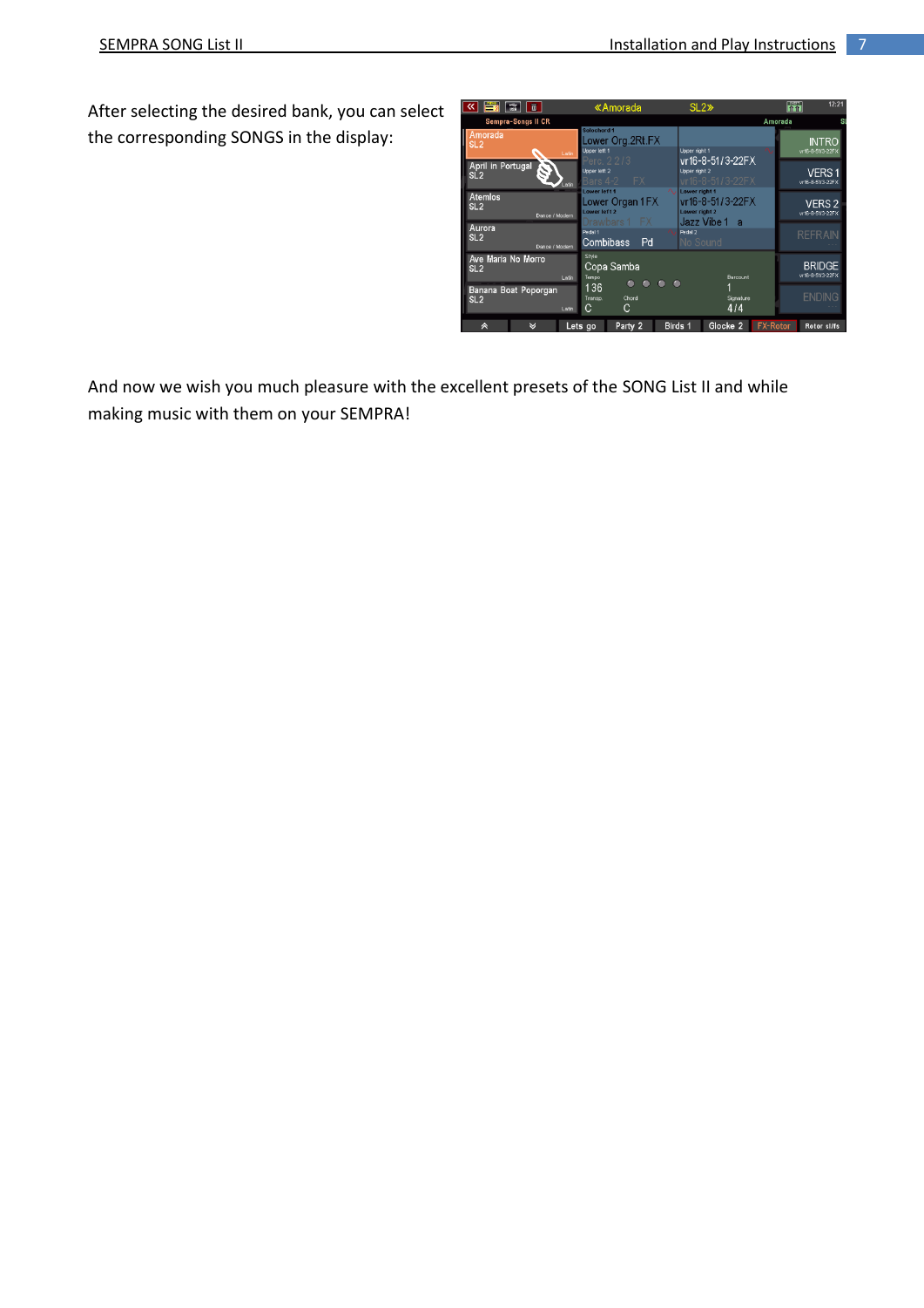After selecting the desired bank, you can select the corresponding SONGS in the display:

And now we wish you much pleasure with the excellent presets of the SONG List II and while making music with them on your SEMPRA!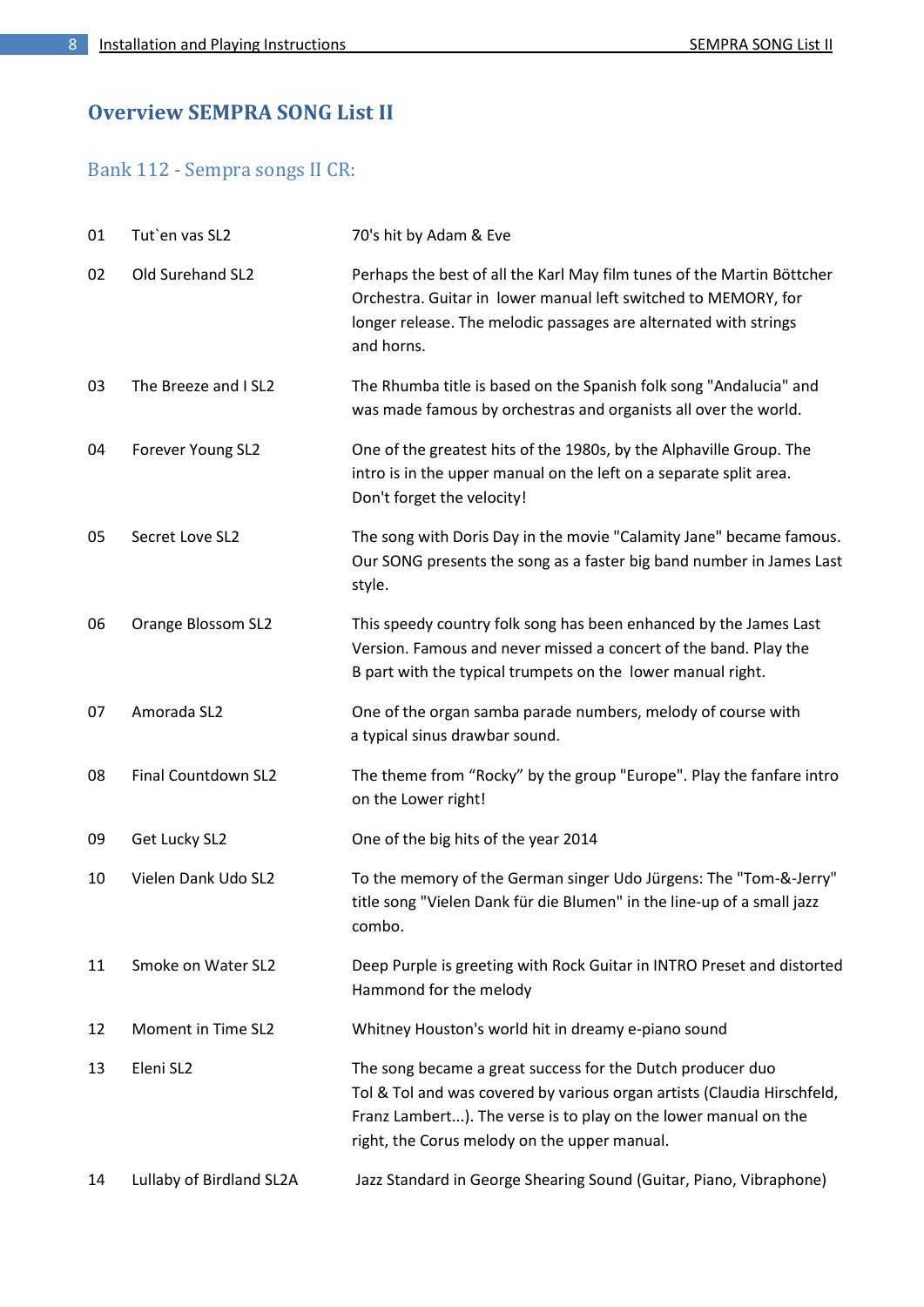## Overview SEMPRA SONG List II

### Bank 112 - Sempra songs II CR:

| | | |
|---|---|---|
| 01 | Tut`en vas SL2 | 70's hit by Adam & Eve |
| 02 | Old Surehand SL2 | Perhaps the best of all the Karl May film tunes of the Martin Böttcher Orchestra. Guitar in lower manual left switched to MEMORY, for longer release. The melodic passages are alternated with strings and horns. |
| 03 | The Breeze and I SL2 | The Rhumba title is based on the Spanish folk song "Andalucia" and was made famous by orchestras and organists all over the world. |
| 04 | Forever Young SL2 | One of the greatest hits of the 1980s, by the Alphaville Group. The intro is in the upper manual on the left on a separate split area. Don't forget the velocity! |
| 05 | Secret Love SL2 | The song with Doris Day in the movie "Calamity Jane" became famous. Our SONG presents the song as a faster big band number in James Last style. |
| 06 | Orange Blossom SL2 | This speedy country folk song has been enhanced by the James Last Version. Famous and never missed a concert of the band. Play the B part with the typical trumpets on the lower manual right. |
| 07 | Amorada SL2 | One of the organ samba parade numbers, melody of course with a typical sinus drawbar sound. |
| 08 | Final Countdown SL2 | The theme from “Rocky” by the group "Europe". Play the fanfare intro on the Lower right! |
| 09 | Get Lucky SL2 | One of the big hits of the year 2014 |
| 10 | Vielen Dank Udo SL2 | To the memory of the German singer Udo Jürgens: The "Tom-&-Jerry" title song "Vielen Dank für die Blumen" in the line-up of a small jazz combo. |
| 11 | Smoke on Water SL2 | Deep Purple is greeting with Rock Guitar in INTRO Preset and distorted Hammond for the melody |
| 12 | Moment in Time SL2 | Whitney Houston's world hit in dreamy e-piano sound |
| 13 | Eleni SL2 | The song became a great success for the Dutch producer duo Tol & Tol and was covered by various organ artists (Claudia Hirschfeld, Franz Lambert...). The verse is to play on the lower manual on the right, the Corus melody on the upper manual. |
| 14 | Lullaby of Birdland SL2A | Jazz Standard in George Shearing Sound (Guitar, Piano, Vibraphone) |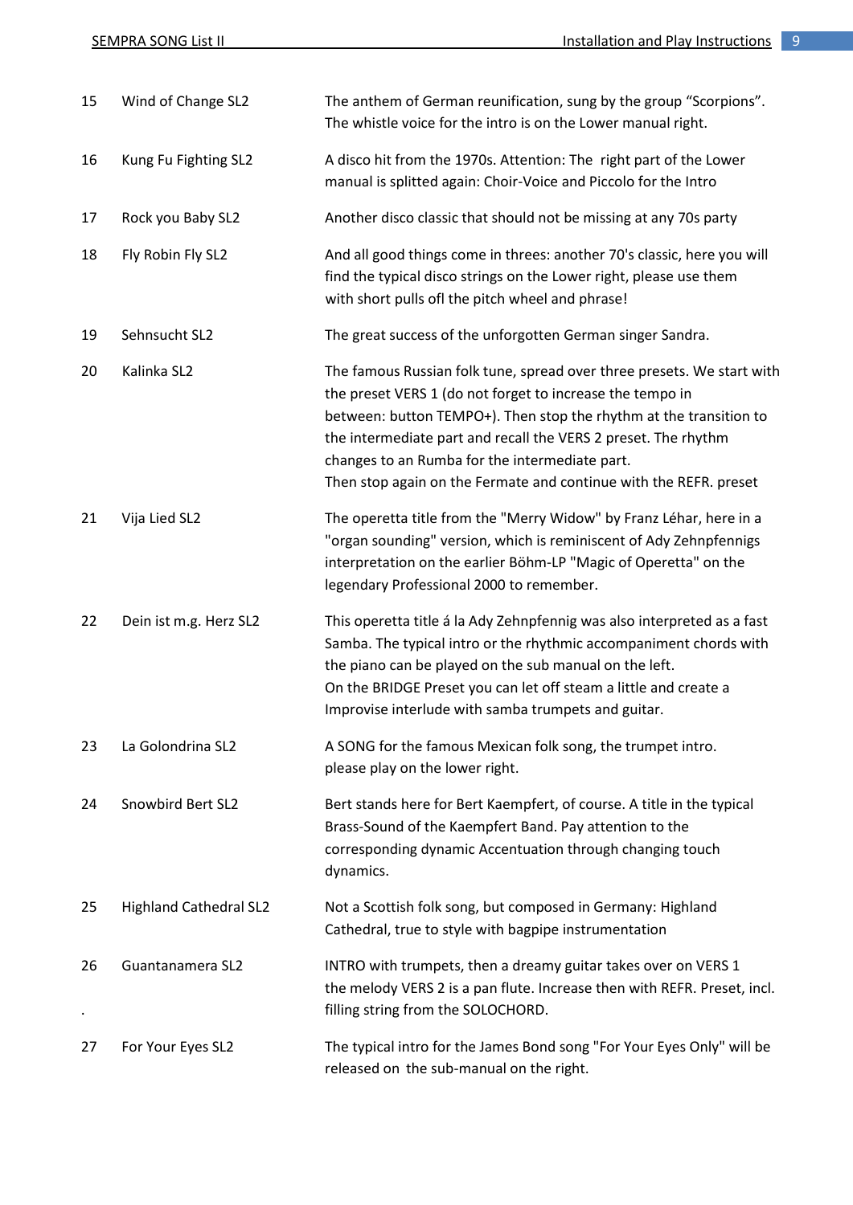| | | |
|---|---|---|
| 15 | Wind of Change SL2 | The anthem of German reunification, sung by the group “Scorpions”. The whistle voice for the intro is on the Lower manual right. |
| 16 | Kung Fu Fighting SL2 | A disco hit from the 1970s. Attention: The right part of the Lower manual is splitted again: Choir-Voice and Piccolo for the Intro |
| 17 | Rock you Baby SL2 | Another disco classic that should not be missing at any 70s party |
| 18 | Fly Robin Fly SL2 | And all good things come in threes: another 70's classic, here you will find the typical disco strings on the Lower right, please use them with short pulls ofl the pitch wheel and phrase! |
| 19 | Sehnsucht SL2 | The great success of the unforgotten German singer Sandra. |
| 20 | Kalinka SL2 | The famous Russian folk tune, spread over three presets. We start with the preset VERS 1 (do not forget to increase the tempo in between: button TEMPO+). Then stop the rhythm at the transition to the intermediate part and recall the VERS 2 preset. The rhythm changes to an Rumba for the intermediate part. Then stop again on the Fermate and continue with the REFR. preset |
| 21 | Vija Lied SL2 | The operetta title from the "Merry Widow" by Franz Léhar, here in a "organ sounding" version, which is reminiscent of Ady Zehnpfennigs interpretation on the earlier Böhm-LP "Magic of Operetta" on the legendary Professional 2000 to remember. |
| 22 | Dein ist m.g. Herz SL2 | This operetta title á la Ady Zehnpfennig was also interpreted as a fast Samba. The typical intro or the rhythmic accompaniment chords with the piano can be played on the sub manual on the left. On the BRIDGE Preset you can let off steam a little and create a Improvise interlude with samba trumpets and guitar. |
| 23 | La Golondrina SL2 | A SONG for the famous Mexican folk song, the trumpet intro. please play on the lower right. |
| 24 | Snowbird Bert SL2 | Bert stands here for Bert Kaempfert, of course. A title in the typical Brass-Sound of the Kaempfert Band. Pay attention to the corresponding dynamic Accentuation through changing touch dynamics. |
| 25 | Highland Cathedral SL2 | Not a Scottish folk song, but composed in Germany: Highland Cathedral, true to style with bagpipe instrumentation |
| 26 | Guantanamera SL2 | INTRO with trumpets, then a dreamy guitar takes over on VERS 1 the melody VERS 2 is a pan flute. Increase then with REFR. Preset, incl. filling string from the SOLOCHORD. |
| 27 | For Your Eyes SL2 | The typical intro for the James Bond song "For Your Eyes Only" will be released on the sub-manual on the right. |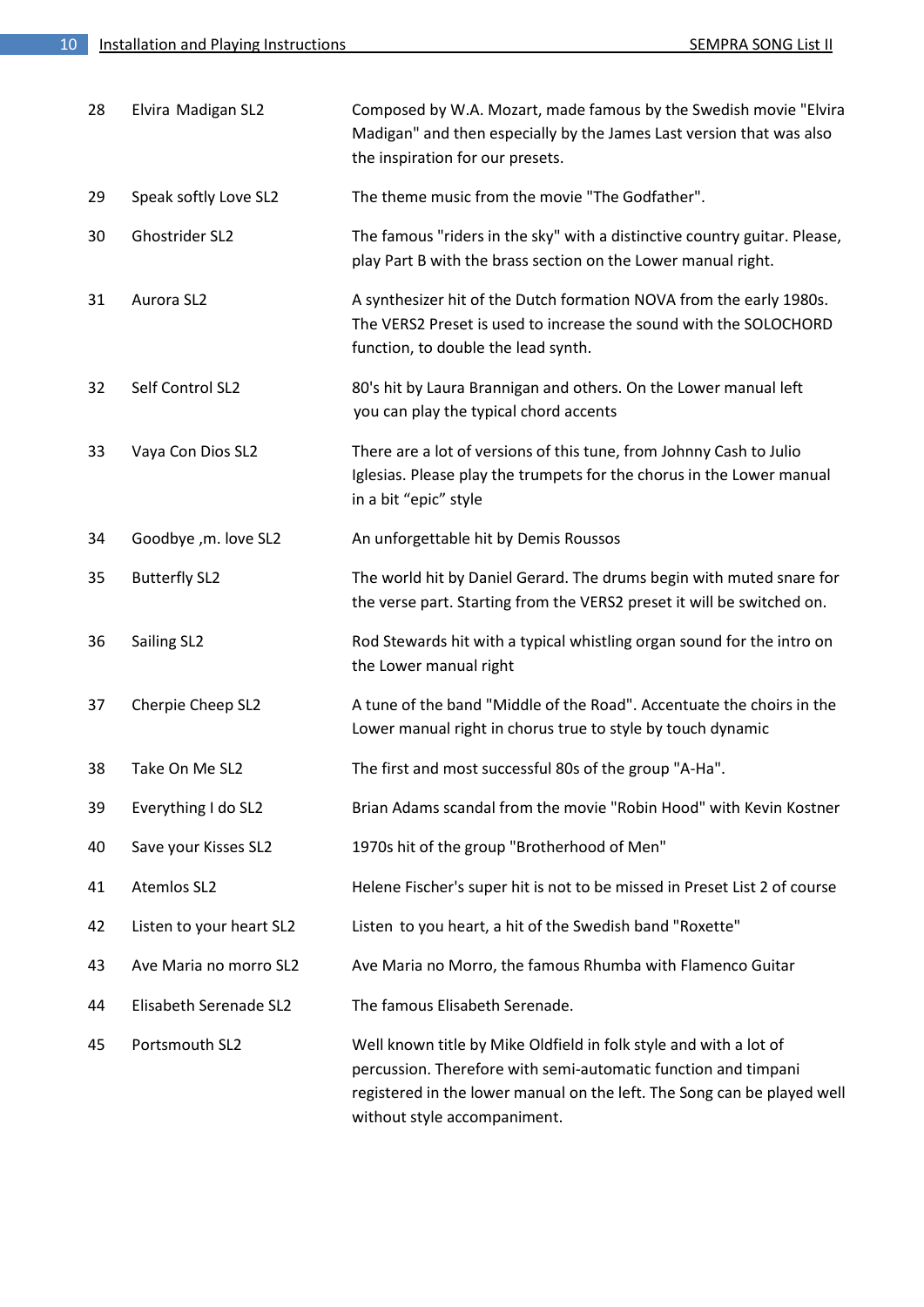| | | |
|---|---|---|
| 28 | Elvira Madigan SL2 | Composed by W.A. Mozart, made famous by the Swedish movie "Elvira Madigan" and then especially by the James Last version that was also the inspiration for our presets. |
| 29 | Speak softly Love SL2 | The theme music from the movie "The Godfather". |
| 30 | Ghostrider SL2 | The famous "riders in the sky" with a distinctive country guitar. Please, play Part B with the brass section on the Lower manual right. |
| 31 | Aurora SL2 | A synthesizer hit of the Dutch formation NOVA from the early 1980s. The VERS2 Preset is used to increase the sound with the SOLOCHORD function, to double the lead synth. |
| 32 | Self Control SL2 | 80's hit by Laura Brannigan and others. On the Lower manual left you can play the typical chord accents |
| 33 | Vaya Con Dios SL2 | There are a lot of versions of this tune, from Johnny Cash to Julio Iglesias. Please play the trumpets for the chorus in the Lower manual in a bit “epic” style |
| 34 | Goodbye ,m. love SL2 | An unforgettable hit by Demis Roussos |
| 35 | Butterfly SL2 | The world hit by Daniel Gerard. The drums begin with muted snare for the verse part. Starting from the VERS2 preset it will be switched on. |
| 36 | Sailing SL2 | Rod Stewards hit with a typical whistling organ sound for the intro on the Lower manual right |
| 37 | Cherpie Cheep SL2 | A tune of the band "Middle of the Road". Accentuate the choirs in the Lower manual right in chorus true to style by touch dynamic |
| 38 | Take On Me SL2 | The first and most successful 80s of the group "A-Ha". |
| 39 | Everything I do SL2 | Brian Adams scandal from the movie "Robin Hood" with Kevin Kostner |
| 40 | Save your Kisses SL2 | 1970s hit of the group "Brotherhood of Men" |
| 41 | Atemlos SL2 | Helene Fischer's super hit is not to be missed in Preset List 2 of course |
| 42 | Listen to your heart SL2 | Listen to you heart, a hit of the Swedish band "Roxette" |
| 43 | Ave Maria no morro SL2 | Ave Maria no Morro, the famous Rhumba with Flamenco Guitar |
| 44 | Elisabeth Serenade SL2 | The famous Elisabeth Serenade. |
| 45 | Portsmouth SL2 | Well known title by Mike Oldfield in folk style and with a lot of percussion. Therefore with semi-automatic function and timpani registered in the lower manual on the left. The Song can be played well without style accompaniment. |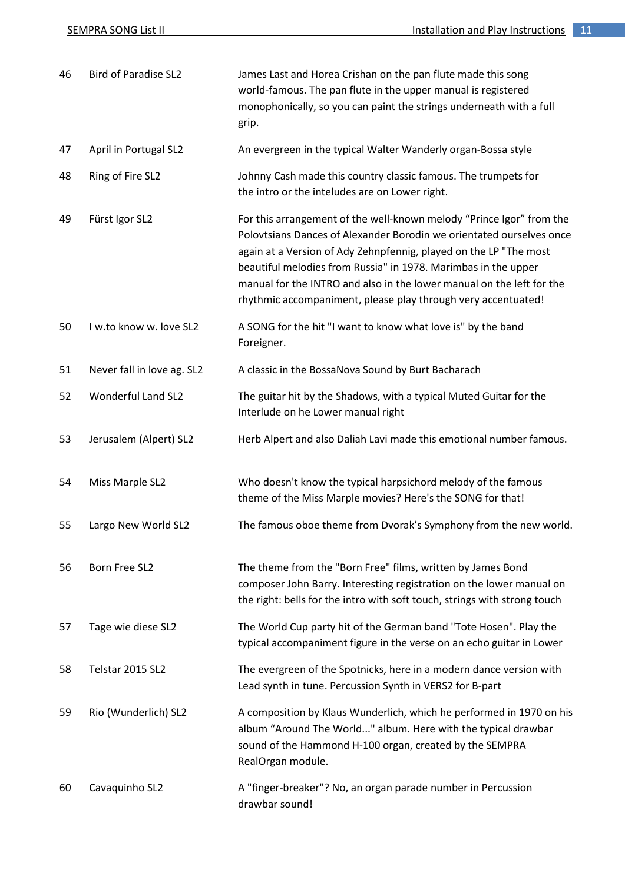| | | |
|---|---|---|
| 46 | Bird of Paradise SL2 | James Last and Horea Crishan on the pan flute made this song world-famous. The pan flute in the upper manual is registered monophonically, so you can paint the strings underneath with a full grip. |
| 47 | April in Portugal SL2 | An evergreen in the typical Walter Wanderly organ-Bossa style |
| 48 | Ring of Fire SL2 | Johnny Cash made this country classic famous. The trumpets for the intro or the inteludes are on Lower right. |
| 49 | Fürst Igor SL2 | For this arrangement of the well-known melody "Prince Igor" from the Polovtsians Dances of Alexander Borodin we orientated ourselves once again at a Version of Ady Zehnpfennig, played on the LP "The most beautiful melodies from Russia" in 1978. Marimbas in the upper manual for the INTRO and also in the lower manual on the left for the rhythmic accompaniment, please play through very accentuated! |
| 50 | I w.to know w. love SL2 | A SONG for the hit "I want to know what love is" by the band Foreigner. |
| 51 | Never fall in love ag. SL2 | A classic in the BossaNova Sound by Burt Bacharach |
| 52 | Wonderful Land SL2 | The guitar hit by the Shadows, with a typical Muted Guitar for the Interlude on he Lower manual right |
| 53 | Jerusalem (Alpert) SL2 | Herb Alpert and also Daliah Lavi made this emotional number famous. |
| 54 | Miss Marple SL2 | Who doesn't know the typical harpsichord melody of the famous theme of the Miss Marple movies? Here's the SONG for that! |
| 55 | Largo New World SL2 | The famous oboe theme from Dvorak's Symphony from the new world. |
| 56 | Born Free SL2 | The theme from the "Born Free" films, written by James Bond composer John Barry. Interesting registration on the lower manual on the right: bells for the intro with soft touch, strings with strong touch |
| 57 | Tage wie diese SL2 | The World Cup party hit of the German band "Tote Hosen". Play the typical accompaniment figure in the verse on an echo guitar in Lower |
| 58 | Telstar 2015 SL2 | The evergreen of the Spotnicks, here in a modern dance version with Lead synth in tune. Percussion Synth in VERS2 for B-part |
| 59 | Rio (Wunderlich) SL2 | A composition by Klaus Wunderlich, which he performed in 1970 on his album "Around The World..." album. Here with the typical drawbar sound of the Hammond H-100 organ, created by the SEMPRA RealOrgan module. |
| 60 | Cavaquinho SL2 | A "finger-breaker"? No, an organ parade number in Percussion drawbar sound! |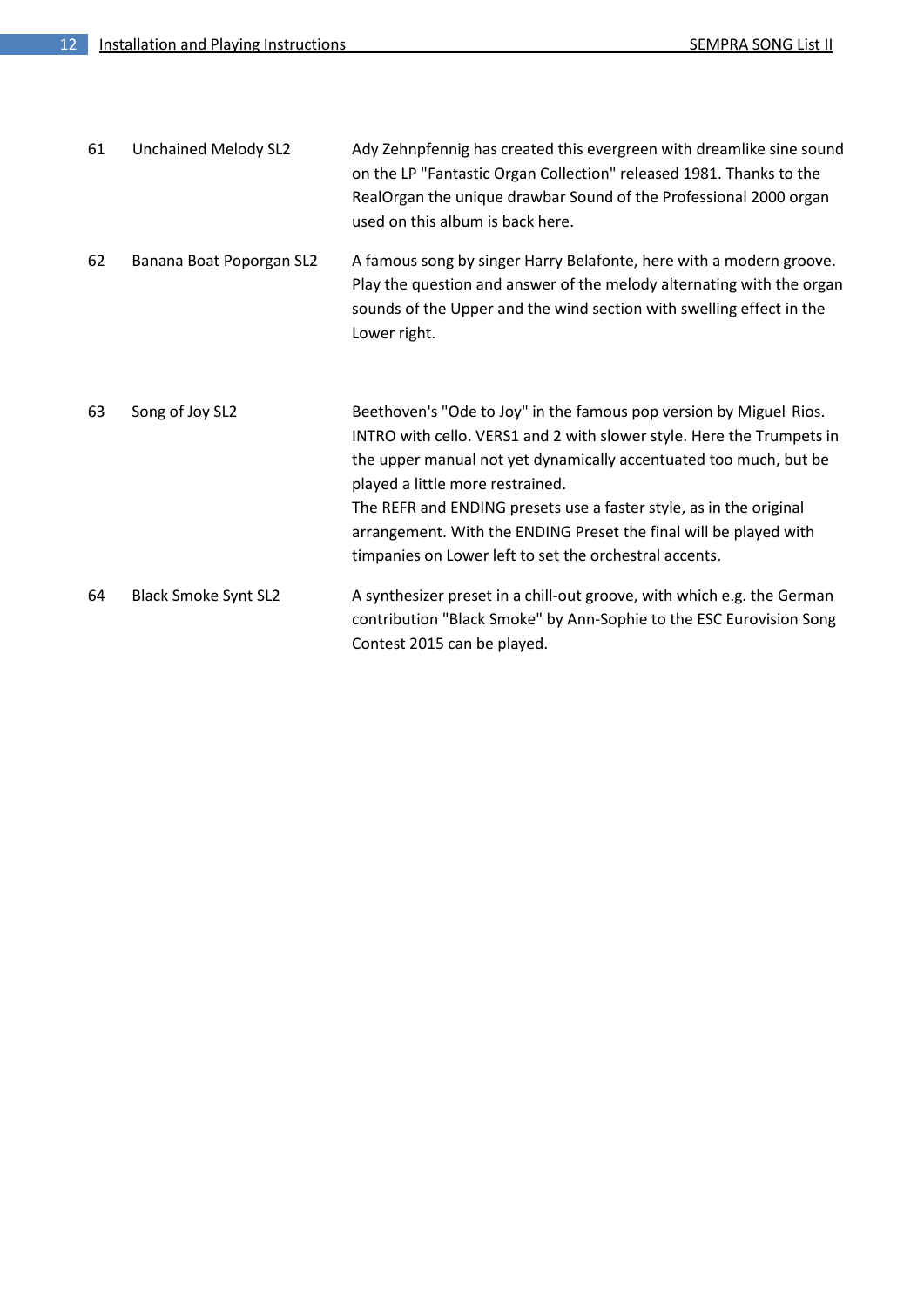| | | |
|---|---|---|
| 61 | Unchained Melody SL2 | Ady Zehnpfennig has created this evergreen with dreamlike sine sound on the LP "Fantastic Organ Collection" released 1981. Thanks to the RealOrgan the unique drawbar Sound of the Professional 2000 organ used on this album is back here. |
| 62 | Banana Boat Poporgan SL2 | A famous song by singer Harry Belafonte, here with a modern groove. Play the question and answer of the melody alternating with the organ sounds of the Upper and the wind section with swelling effect in the Lower right. |
| 63 | Song of Joy SL2 | Beethoven's "Ode to Joy" in the famous pop version by Miguel Rios. INTRO with cello. VERS1 and 2 with slower style. Here the Trumpets in the upper manual not yet dynamically accentuated too much, but be played a little more restrained.<br>The REFR and ENDING presets use a faster style, as in the original arrangement. With the ENDING Preset the final will be played with timpanies on Lower left to set the orchestral accents. |
| 64 | Black Smoke Synt SL2 | A synthesizer preset in a chill-out groove, with which e.g. the German contribution "Black Smoke" by Ann-Sophie to the ESC Eurovision Song Contest 2015 can be played. |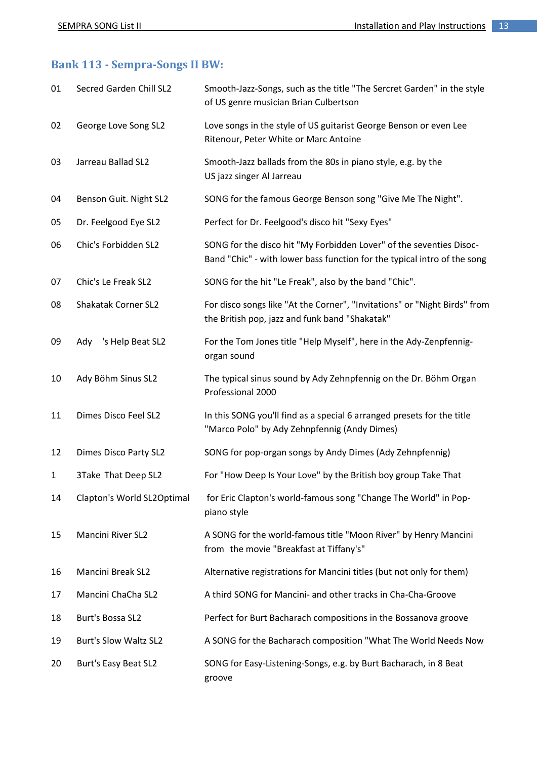## Bank 113 - Sempra-Songs II BW:

| | | |
|---|---|---|
| 01 | Secred Garden Chill SL2 | Smooth-Jazz-Songs, such as the title "The Sercret Garden" in the style of US genre musician Brian Culbertson |
| 02 | George Love Song SL2 | Love songs in the style of US guitarist George Benson or even Lee Ritenour, Peter White or Marc Antoine |
| 03 | Jarreau Ballad SL2 | Smooth-Jazz ballads from the 80s in piano style, e.g. by the US jazz singer Al Jarreau |
| 04 | Benson Guit. Night SL2 | SONG for the famous George Benson song "Give Me The Night". |
| 05 | Dr. Feelgood Eye SL2 | Perfect for Dr. Feelgood's disco hit "Sexy Eyes" |
| 06 | Chic's Forbidden SL2 | SONG for the disco hit "My Forbidden Lover" of the seventies Disoc-Band "Chic" - with lower bass function for the typical intro of the song |
| 07 | Chic's Le Freak SL2 | SONG for the hit "Le Freak", also by the band "Chic". |
| 08 | Shakatak Corner SL2 | For disco songs like "At the Corner", "Invitations" or "Night Birds" from the British pop, jazz and funk band "Shakatak" |
| 09 | Ady 's Help Beat SL2 | For the Tom Jones title "Help Myself", here in the Ady-Zenpfennig-organ sound |
| 10 | Ady Böhm Sinus SL2 | The typical sinus sound by Ady Zehnpfennig on the Dr. Böhm Organ Professional 2000 |
| 11 | Dimes Disco Feel SL2 | In this SONG you'll find as a special 6 arranged presets for the title "Marco Polo" by Ady Zehnpfennig (Andy Dimes) |
| 12 | Dimes Disco Party SL2 | SONG for pop-organ songs by Andy Dimes (Ady Zehnpfennig) |
| 1 | 3Take That Deep SL2 | For "How Deep Is Your Love" by the British boy group Take That |
| 14 | Clapton's World SL2Optimal | for Eric Clapton's world-famous song "Change The World" in Pop-piano style |
| 15 | Mancini River SL2 | A SONG for the world-famous title "Moon River" by Henry Mancini from the movie "Breakfast at Tiffany's" |
| 16 | Mancini Break SL2 | Alternative registrations for Mancini titles (but not only for them) |
| 17 | Mancini ChaCha SL2 | A third SONG for Mancini- and other tracks in Cha-Cha-Groove |
| 18 | Burt's Bossa SL2 | Perfect for Burt Bacharach compositions in the Bossanova groove |
| 19 | Burt's Slow Waltz SL2 | A SONG for the Bacharach composition "What The World Needs Now |
| 20 | Burt's Easy Beat SL2 | SONG for Easy-Listening-Songs, e.g. by Burt Bacharach, in 8 Beat groove |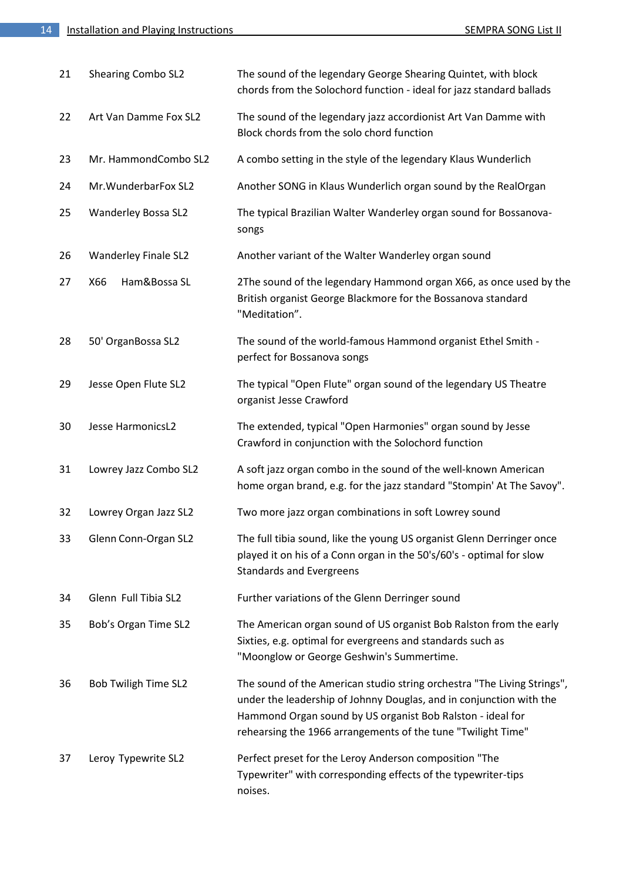| | | |
|---|---|---|
| 21 | Shearing Combo SL2 | The sound of the legendary George Shearing Quintet, with block chords from the Solochord function - ideal for jazz standard ballads |
| 22 | Art Van Damme Fox SL2 | The sound of the legendary jazz accordionist Art Van Damme with Block chords from the solo chord function |
| 23 | Mr. HammondCombo SL2 | A combo setting in the style of the legendary Klaus Wunderlich |
| 24 | Mr.WunderbarFox SL2 | Another SONG in Klaus Wunderlich organ sound by the RealOrgan |
| 25 | Wanderley Bossa SL2 | The typical Brazilian Walter Wanderley organ sound for Bossanova-songs |
| 26 | Wanderley Finale SL2 | Another variant of the Walter Wanderley organ sound |
| 27 | X66 Ham&Bossa SL | 2The sound of the legendary Hammond organ X66, as once used by the British organist George Blackmore for the Bossanova standard "Meditation". |
| 28 | 50' OrganBossa SL2 | The sound of the world-famous Hammond organist Ethel Smith - perfect for Bossanova songs |
| 29 | Jesse Open Flute SL2 | The typical "Open Flute" organ sound of the legendary US Theatre organist Jesse Crawford |
| 30 | Jesse HarmonicsL2 | The extended, typical "Open Harmonies" organ sound by Jesse Crawford in conjunction with the Solochord function |
| 31 | Lowrey Jazz Combo SL2 | A soft jazz organ combo in the sound of the well-known American home organ brand, e.g. for the jazz standard "Stompin' At The Savoy". |
| 32 | Lowrey Organ Jazz SL2 | Two more jazz organ combinations in soft Lowrey sound |
| 33 | Glenn Conn-Organ SL2 | The full tibia sound, like the young US organist Glenn Derringer once played it on his of a Conn organ in the 50's/60's - optimal for slow Standards and Evergreens |
| 34 | Glenn Full Tibia SL2 | Further variations of the Glenn Derringer sound |
| 35 | Bob's Organ Time SL2 | The American organ sound of US organist Bob Ralston from the early Sixties, e.g. optimal for evergreens and standards such as "Moonglow or George Geshwin's Summertime. |
| 36 | Bob Twiligh Time SL2 | The sound of the American studio string orchestra "The Living Strings", under the leadership of Johnny Douglas, and in conjunction with the Hammond Organ sound by US organist Bob Ralston - ideal for rehearsing the 1966 arrangements of the tune "Twilight Time" |
| 37 | Leroy Typewrite SL2 | Perfect preset for the Leroy Anderson composition "The Typewriter" with corresponding effects of the typewriter-tips noises. |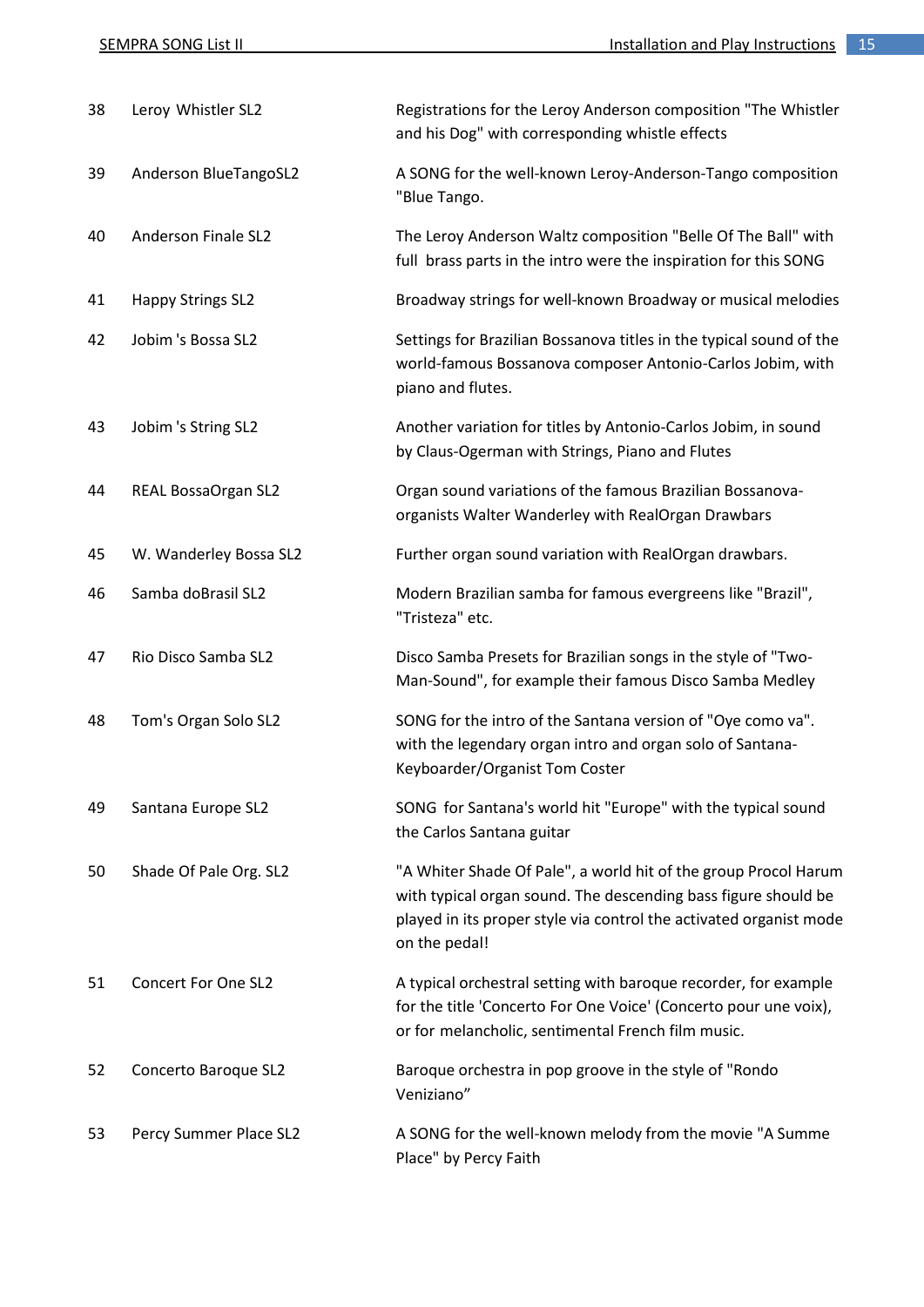| | | |
|---|---|---|
| 38 | Leroy Whistler SL2 | Registrations for the Leroy Anderson composition "The Whistler and his Dog" with corresponding whistle effects |
| 39 | Anderson BlueTangoSL2 | A SONG for the well-known Leroy-Anderson-Tango composition "Blue Tango. |
| 40 | Anderson Finale SL2 | The Leroy Anderson Waltz composition "Belle Of The Ball" with full brass parts in the intro were the inspiration for this SONG |
| 41 | Happy Strings SL2 | Broadway strings for well-known Broadway or musical melodies |
| 42 | Jobim 's Bossa SL2 | Settings for Brazilian Bossanova titles in the typical sound of the world-famous Bossanova composer Antonio-Carlos Jobim, with piano and flutes. |
| 43 | Jobim 's String SL2 | Another variation for titles by Antonio-Carlos Jobim, in sound by Claus-Ogerman with Strings, Piano and Flutes |
| 44 | REAL BossaOrgan SL2 | Organ sound variations of the famous Brazilian Bossanova-organists Walter Wanderley with RealOrgan Drawbars |
| 45 | W. Wanderley Bossa SL2 | Further organ sound variation with RealOrgan drawbars. |
| 46 | Samba doBrasil SL2 | Modern Brazilian samba for famous evergreens like "Brazil", "Tristeza" etc. |
| 47 | Rio Disco Samba SL2 | Disco Samba Presets for Brazilian songs in the style of "Two-Man-Sound", for example their famous Disco Samba Medley |
| 48 | Tom's Organ Solo SL2 | SONG for the intro of the Santana version of "Oye como va". with the legendary organ intro and organ solo of Santana-Keyboarder/Organist Tom Coster |
| 49 | Santana Europe SL2 | SONG for Santana's world hit "Europe" with the typical sound the Carlos Santana guitar |
| 50 | Shade Of Pale Org. SL2 | "A Whiter Shade Of Pale", a world hit of the group Procol Harum with typical organ sound. The descending bass figure should be played in its proper style via control the activated organist mode on the pedal! |
| 51 | Concert For One SL2 | A typical orchestral setting with baroque recorder, for example for the title 'Concerto For One Voice' (Concerto pour une voix), or for melancholic, sentimental French film music. |
| 52 | Concerto Baroque SL2 | Baroque orchestra in pop groove in the style of "Rondo Veniziano" |
| 53 | Percy Summer Place SL2 | A SONG for the well-known melody from the movie "A Summe Place" by Percy Faith |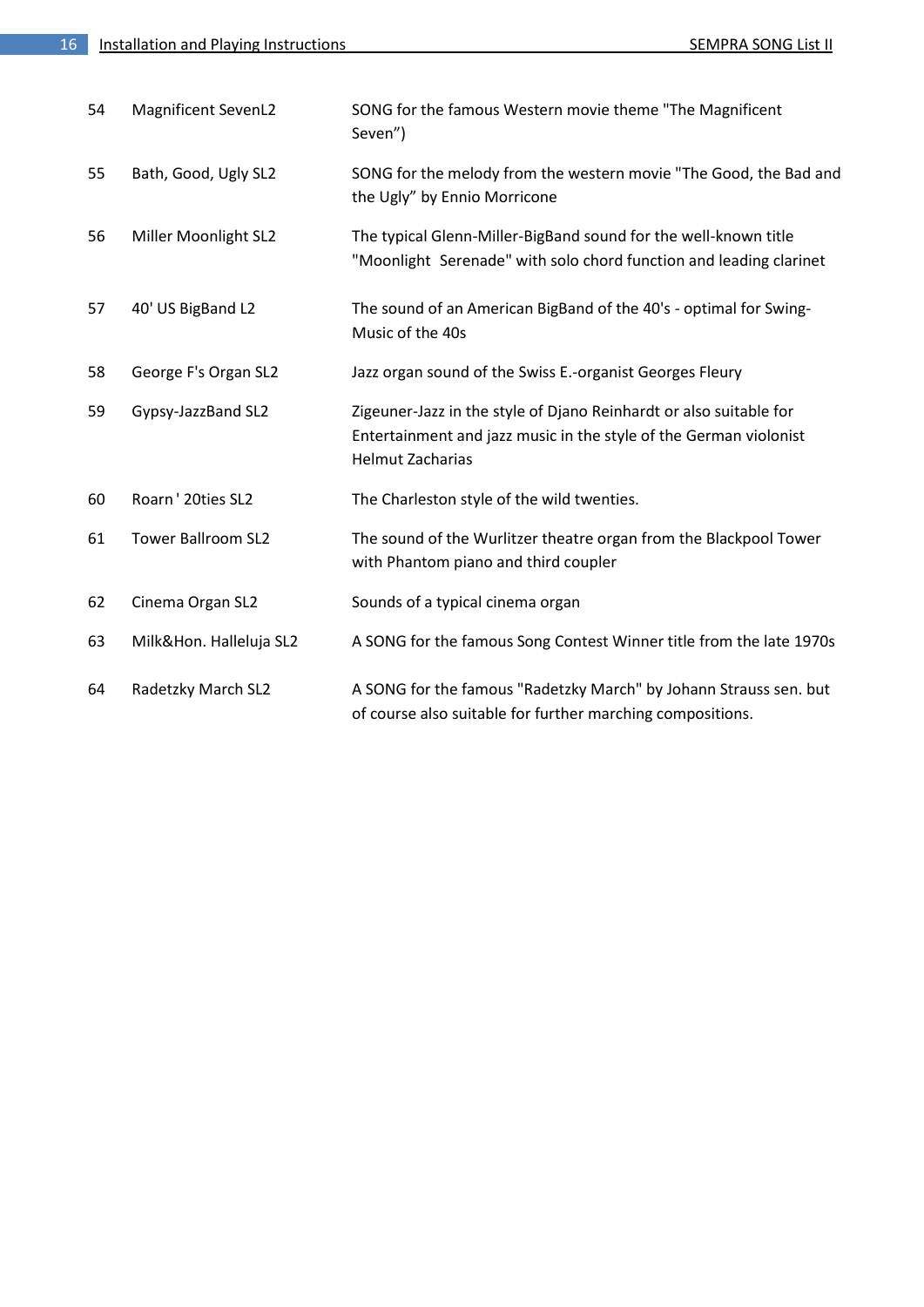| | | |
|---|---|---|
| 54 | Magnificent SevenL2 | SONG for the famous Western movie theme "The Magnificent Seven”) |
| 55 | Bath, Good, Ugly SL2 | SONG for the melody from the western movie "The Good, the Bad and the Ugly” by Ennio Morricone |
| 56 | Miller Moonlight SL2 | The typical Glenn-Miller-BigBand sound for the well-known title "Moonlight Serenade" with solo chord function and leading clarinet |
| 57 | 40' US BigBand L2 | The sound of an American BigBand of the 40's - optimal for Swing-Music of the 40s |
| 58 | George F's Organ SL2 | Jazz organ sound of the Swiss E.-organist Georges Fleury |
| 59 | Gypsy-JazzBand SL2 | Zigeuner-Jazz in the style of Djano Reinhardt or also suitable for Entertainment and jazz music in the style of the German violonist Helmut Zacharias |
| 60 | Roarn ' 20ties SL2 | The Charleston style of the wild twenties. |
| 61 | Tower Ballroom SL2 | The sound of the Wurlitzer theatre organ from the Blackpool Tower with Phantom piano and third coupler |
| 62 | Cinema Organ SL2 | Sounds of a typical cinema organ |
| 63 | Milk&Hon. Halleluja SL2 | A SONG for the famous Song Contest Winner title from the late 1970s |
| 64 | Radetzky March SL2 | A SONG for the famous "Radetzky March" by Johann Strauss sen. but of course also suitable for further marching compositions. |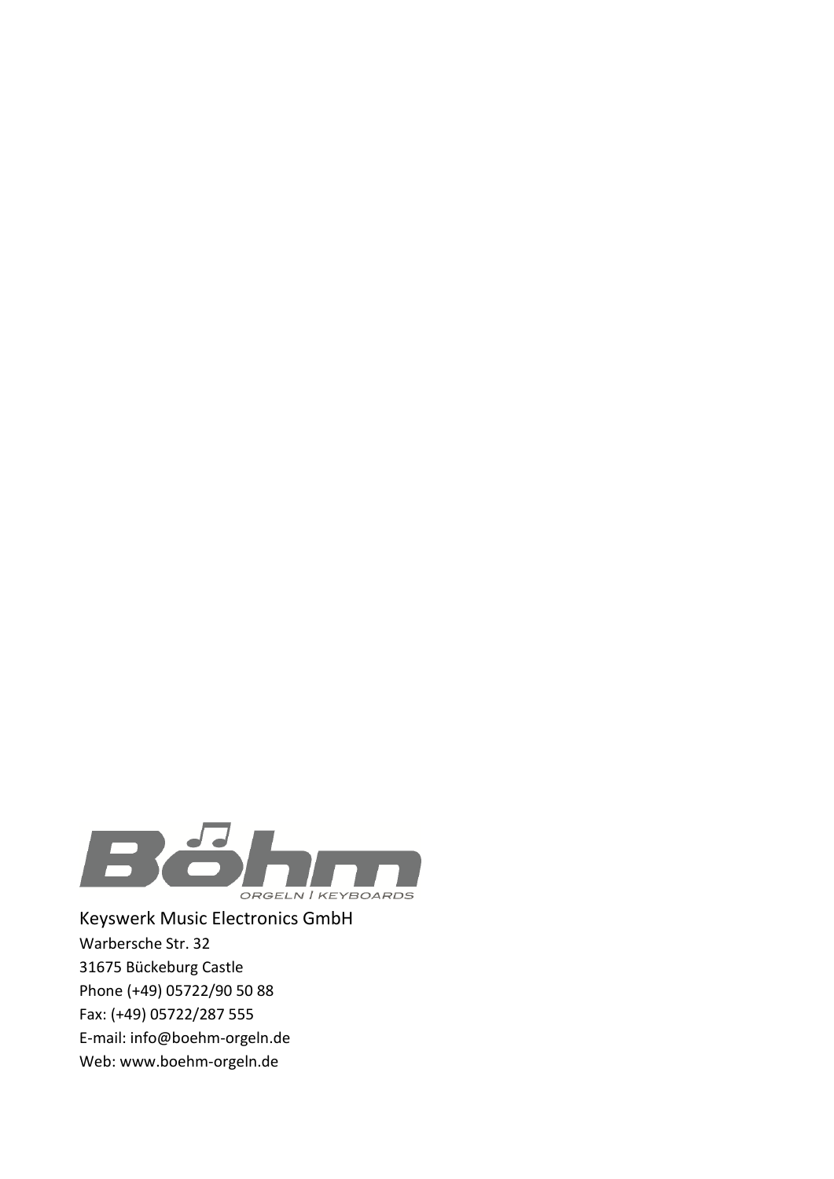Böhm
ORGELN | KEYBOARDS

Keyswerk Music Electronics GmbH
Warbersche Str. 32
31675 Bückeburg Castle
Phone (+49) 05722/90 50 88
Fax: (+49) 05722/287 555
E-mail: info@boehm-orgeln.de
Web: www.boehm-orgeln.de